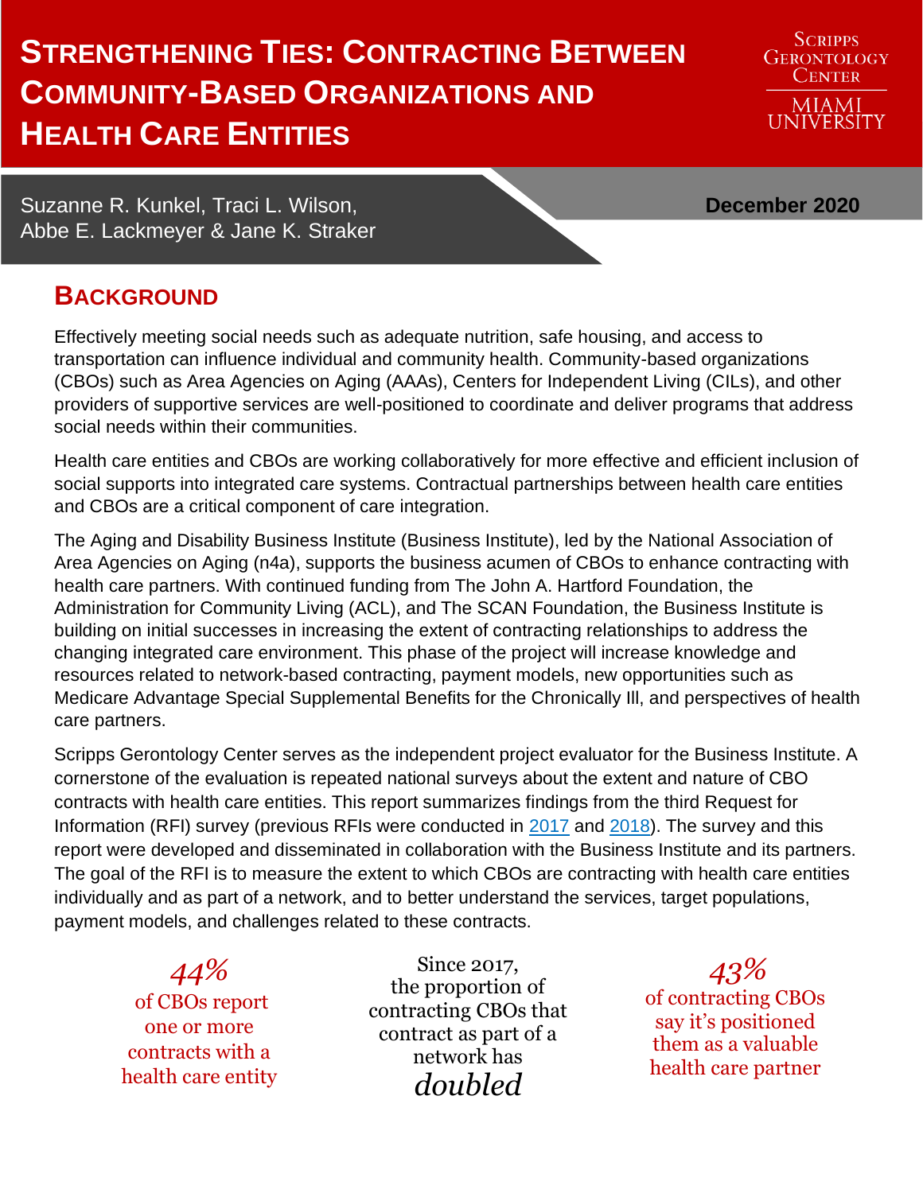# STRENGTHENING TIES: CONTRACTING BETWEEN COMMUNITY-BASED ORGANIZATIONS AND HEALTH CARE ENTITIES

SCRIPPS GERONTOLOGY CENTER
MIAMI UNIVERSITY

Suzanne R. Kunkel, Traci L. Wilson, Abbe E. Lackmeyer & Jane K. Straker

**December 2020**

## BACKGROUND

Effectively meeting social needs such as adequate nutrition, safe housing, and access to transportation can influence individual and community health. Community-based organizations (CBOs) such as Area Agencies on Aging (AAAs), Centers for Independent Living (CILs), and other providers of supportive services are well-positioned to coordinate and deliver programs that address social needs within their communities.

Health care entities and CBOs are working collaboratively for more effective and efficient inclusion of social supports into integrated care systems. Contractual partnerships between health care entities and CBOs are a critical component of care integration.

The Aging and Disability Business Institute (Business Institute), led by the National Association of Area Agencies on Aging (n4a), supports the business acumen of CBOs to enhance contracting with health care partners. With continued funding from The John A. Hartford Foundation, the Administration for Community Living (ACL), and The SCAN Foundation, the Business Institute is building on initial successes in increasing the extent of contracting relationships to address the changing integrated care environment. This phase of the project will increase knowledge and resources related to network-based contracting, payment models, new opportunities such as Medicare Advantage Special Supplemental Benefits for the Chronically Ill, and perspectives of health care partners.

Scripps Gerontology Center serves as the independent project evaluator for the Business Institute. A cornerstone of the evaluation is repeated national surveys about the extent and nature of CBO contracts with health care entities. This report summarizes findings from the third Request for Information (RFI) survey (previous RFIs were conducted in 2017 and 2018). The survey and this report were developed and disseminated in collaboration with the Business Institute and its partners. The goal of the RFI is to measure the extent to which CBOs are contracting with health care entities individually and as part of a network, and to better understand the services, target populations, payment models, and challenges related to these contracts.

*44%* of CBOs report one or more contracts with a health care entity

Since 2017, the proportion of contracting CBOs that contract as part of a network has *doubled*

*43%* of contracting CBOs say it's positioned them as a valuable health care partner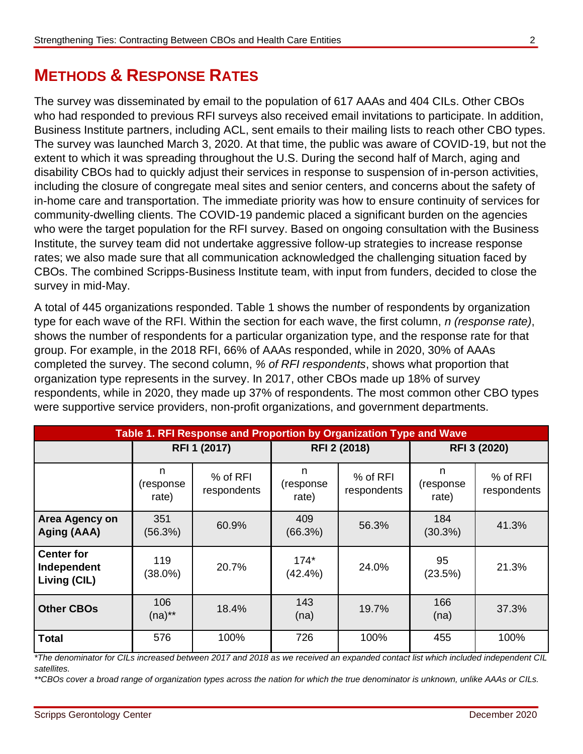## METHODS & RESPONSE RATES

The survey was disseminated by email to the population of 617 AAAs and 404 CILs. Other CBOs who had responded to previous RFI surveys also received email invitations to participate. In addition, Business Institute partners, including ACL, sent emails to their mailing lists to reach other CBO types. The survey was launched March 3, 2020. At that time, the public was aware of COVID-19, but not the extent to which it was spreading throughout the U.S. During the second half of March, aging and disability CBOs had to quickly adjust their services in response to suspension of in-person activities, including the closure of congregate meal sites and senior centers, and concerns about the safety of in-home care and transportation. The immediate priority was how to ensure continuity of services for community-dwelling clients. The COVID-19 pandemic placed a significant burden on the agencies who were the target population for the RFI survey. Based on ongoing consultation with the Business Institute, the survey team did not undertake aggressive follow-up strategies to increase response rates; we also made sure that all communication acknowledged the challenging situation faced by CBOs. The combined Scripps-Business Institute team, with input from funders, decided to close the survey in mid-May.

A total of 445 organizations responded. Table 1 shows the number of respondents by organization type for each wave of the RFI. Within the section for each wave, the first column, *n (response rate)*, shows the number of respondents for a particular organization type, and the response rate for that group. For example, in the 2018 RFI, 66% of AAAs responded, while in 2020, 30% of AAAs completed the survey. The second column, *% of RFI respondents*, shows what proportion that organization type represents in the survey. In 2017, other CBOs made up 18% of survey respondents, while in 2020, they made up 37% of respondents. The most common other CBO types were supportive service providers, non-profit organizations, and government departments.

**Table 1. RFI Response and Proportion by Organization Type and Wave**

| | RFI 1 (2017) | | RFI 2 (2018) | | RFI 3 (2020) | |
|---|---|---|---|---|---|---|
| | n (response rate) | % of RFI respondents | n (response rate) | % of RFI respondents | n (response rate) | % of RFI respondents |
| **Area Agency on Aging (AAA)** | 351 (56.3%) | 60.9% | 409 (66.3%) | 56.3% | 184 (30.3%) | 41.3% |
| **Center for Independent Living (CIL)** | 119 (38.0%) | 20.7% | 174* (42.4%) | 24.0% | 95 (23.5%) | 21.3% |
| **Other CBOs** | 106 (na)** | 18.4% | 143 (na) | 19.7% | 166 (na) | 37.3% |
| **Total** | 576 | 100% | 726 | 100% | 455 | 100% |

*\*The denominator for CILs increased between 2017 and 2018 as we received an expanded contact list which included independent CIL satellites.*

*\*\*CBOs cover a broad range of organization types across the nation for which the true denominator is unknown, unlike AAAs or CILs.*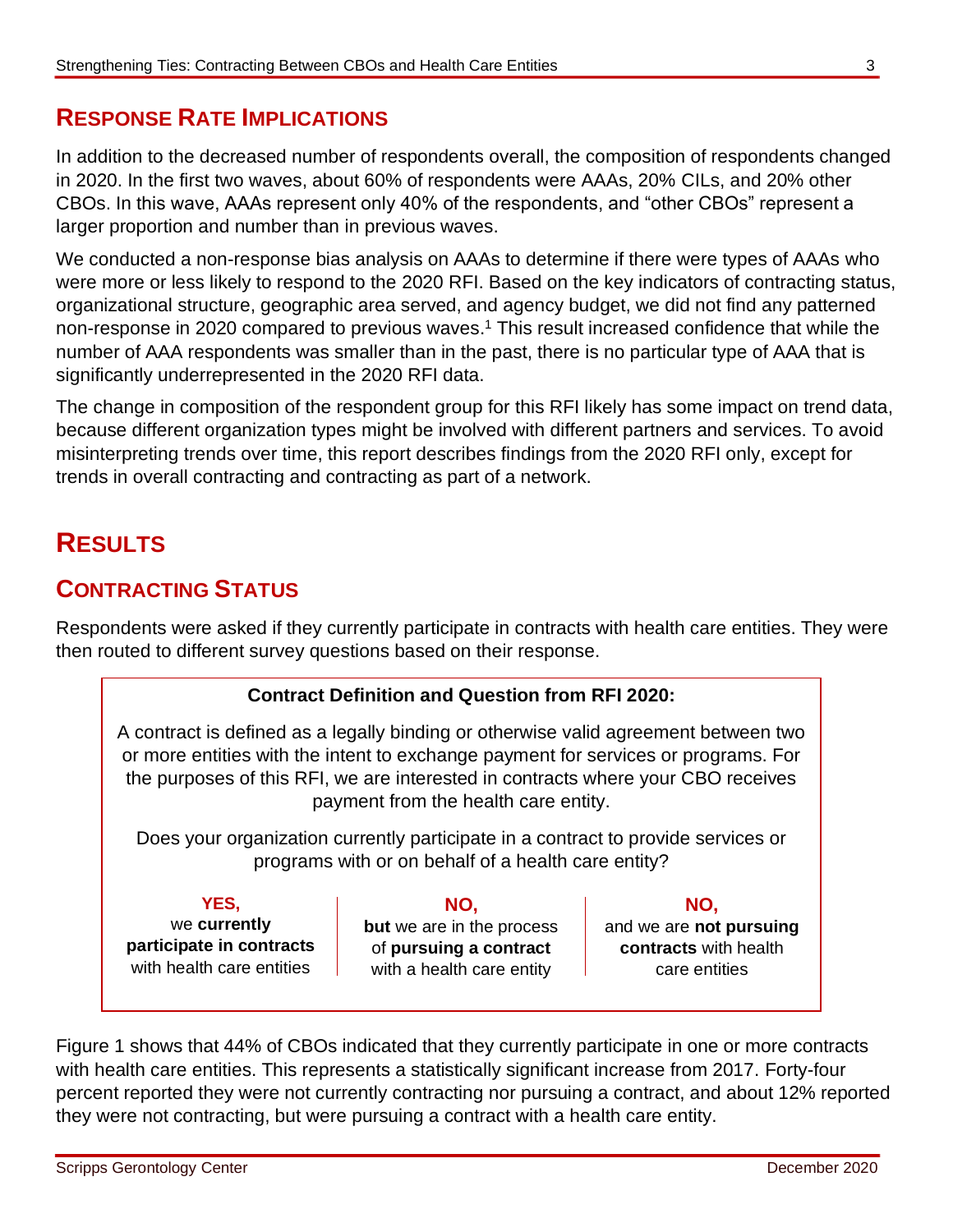## Response Rate Implications

In addition to the decreased number of respondents overall, the composition of respondents changed in 2020. In the first two waves, about 60% of respondents were AAAs, 20% CILs, and 20% other CBOs. In this wave, AAAs represent only 40% of the respondents, and "other CBOs" represent a larger proportion and number than in previous waves.

We conducted a non-response bias analysis on AAAs to determine if there were types of AAAs who were more or less likely to respond to the 2020 RFI. Based on the key indicators of contracting status, organizational structure, geographic area served, and agency budget, we did not find any patterned non-response in 2020 compared to previous waves.[1] This result increased confidence that while the number of AAA respondents was smaller than in the past, there is no particular type of AAA that is significantly underrepresented in the 2020 RFI data.

The change in composition of the respondent group for this RFI likely has some impact on trend data, because different organization types might be involved with different partners and services. To avoid misinterpreting trends over time, this report describes findings from the 2020 RFI only, except for trends in overall contracting and contracting as part of a network.

# Results

## Contracting Status

Respondents were asked if they currently participate in contracts with health care entities. They were then routed to different survey questions based on their response.

**Contract Definition and Question from RFI 2020:**

A contract is defined as a legally binding or otherwise valid agreement between two or more entities with the intent to exchange payment for services or programs. For the purposes of this RFI, we are interested in contracts where your CBO receives payment from the health care entity.

Does your organization currently participate in a contract to provide services or programs with or on behalf of a health care entity?

| **YES,** we **currently participate in contracts** with health care entities | **NO, but** we are in the process of **pursuing a contract** with a health care entity | **NO,** and we are **not pursuing contracts** with health care entities |
|---|---|---|

Figure 1 shows that 44% of CBOs indicated that they currently participate in one or more contracts with health care entities. This represents a statistically significant increase from 2017. Forty-four percent reported they were not currently contracting nor pursuing a contract, and about 12% reported they were not contracting, but were pursuing a contract with a health care entity.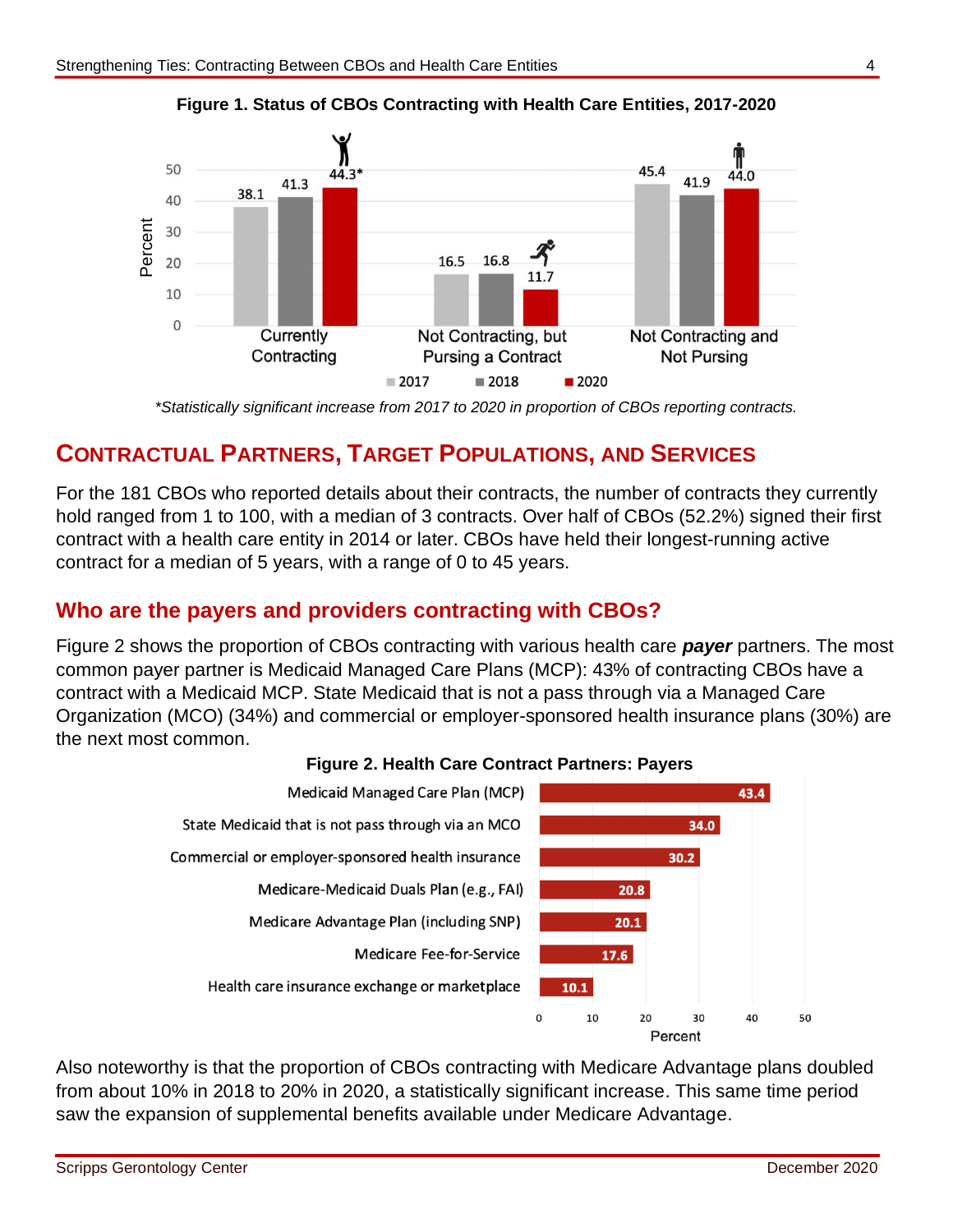**Figure 1. Status of CBOs Contracting with Health Care Entities, 2017-2020**

| | 2017 | 2018 | 2020 |
|---|---|---|---|
| Currently Contracting | 38.1 | 41.3 | 44.3* |
| Not Contracting, but Pursing a Contract | 16.5 | 16.8 | 11.7 |
| Not Contracting and Not Pursing | 45.4 | 41.9 | 44.0 |

*\*Statistically significant increase from 2017 to 2020 in proportion of CBOs reporting contracts.*

## CONTRACTUAL PARTNERS, TARGET POPULATIONS, AND SERVICES

For the 181 CBOs who reported details about their contracts, the number of contracts they currently hold ranged from 1 to 100, with a median of 3 contracts. Over half of CBOs (52.2%) signed their first contract with a health care entity in 2014 or later. CBOs have held their longest-running active contract for a median of 5 years, with a range of 0 to 45 years.

### Who are the payers and providers contracting with CBOs?

Figure 2 shows the proportion of CBOs contracting with various health care ***payer*** partners. The most common payer partner is Medicaid Managed Care Plans (MCP): 43% of contracting CBOs have a contract with a Medicaid MCP. State Medicaid that is not a pass through via a Managed Care Organization (MCO) (34%) and commercial or employer-sponsored health insurance plans (30%) are the next most common.

**Figure 2. Health Care Contract Partners: Payers**

| Payer | Percent |
|---|---|
| Medicaid Managed Care Plan (MCP) | 43.4 |
| State Medicaid that is not pass through via an MCO | 34.0 |
| Commercial or employer-sponsored health insurance | 30.2 |
| Medicare-Medicaid Duals Plan (e.g., FAI) | 20.8 |
| Medicare Advantage Plan (including SNP) | 20.1 |
| Medicare Fee-for-Service | 17.6 |
| Health care insurance exchange or marketplace | 10.1 |

Also noteworthy is that the proportion of CBOs contracting with Medicare Advantage plans doubled from about 10% in 2018 to 20% in 2020, a statistically significant increase. This same time period saw the expansion of supplemental benefits available under Medicare Advantage.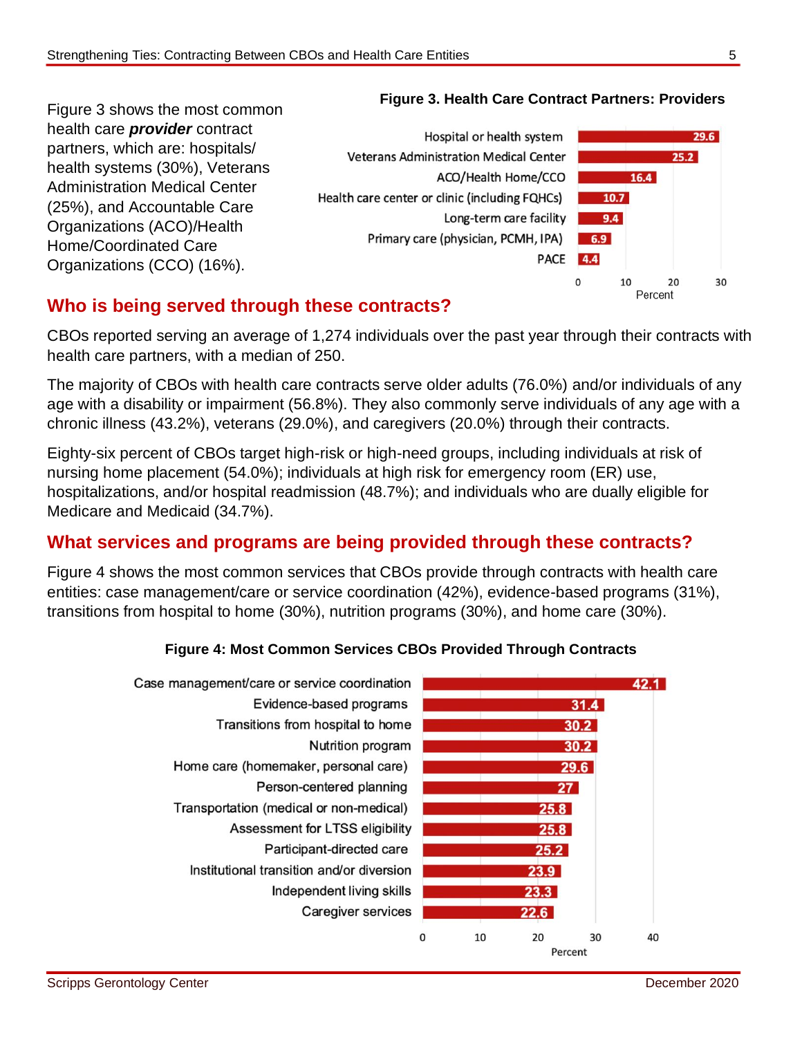Figure 3 shows the most common health care ***provider*** contract partners, which are: hospitals/ health systems (30%), Veterans Administration Medical Center (25%), and Accountable Care Organizations (ACO)/Health Home/Coordinated Care Organizations (CCO) (16%).

**Figure 3. Health Care Contract Partners: Providers**

| Provider | Percent |
| --- | --- |
| Hospital or health system | 29.6 |
| Veterans Administration Medical Center | 25.2 |
| ACO/Health Home/CCO | 16.4 |
| Health care center or clinic (including FQHCs) | 10.7 |
| Long-term care facility | 9.4 |
| Primary care (physician, PCMH, IPA) | 6.9 |
| PACE | 4.4 |

## Who is being served through these contracts?

CBOs reported serving an average of 1,274 individuals over the past year through their contracts with health care partners, with a median of 250.

The majority of CBOs with health care contracts serve older adults (76.0%) and/or individuals of any age with a disability or impairment (56.8%). They also commonly serve individuals of any age with a chronic illness (43.2%), veterans (29.0%), and caregivers (20.0%) through their contracts.

Eighty-six percent of CBOs target high-risk or high-need groups, including individuals at risk of nursing home placement (54.0%); individuals at high risk for emergency room (ER) use, hospitalizations, and/or hospital readmission (48.7%); and individuals who are dually eligible for Medicare and Medicaid (34.7%).

## What services and programs are being provided through these contracts?

Figure 4 shows the most common services that CBOs provide through contracts with health care entities: case management/care or service coordination (42%), evidence-based programs (31%), transitions from hospital to home (30%), nutrition programs (30%), and home care (30%).

**Figure 4: Most Common Services CBOs Provided Through Contracts**

| Service | Percent |
| --- | --- |
| Case management/care or service coordination | 42.1 |
| Evidence-based programs | 31.4 |
| Transitions from hospital to home | 30.2 |
| Nutrition program | 30.2 |
| Home care (homemaker, personal care) | 29.6 |
| Person-centered planning | 27 |
| Transportation (medical or non-medical) | 25.8 |
| Assessment for LTSS eligibility | 25.8 |
| Participant-directed care | 25.2 |
| Institutional transition and/or diversion | 23.9 |
| Independent living skills | 23.3 |
| Caregiver services | 22.6 |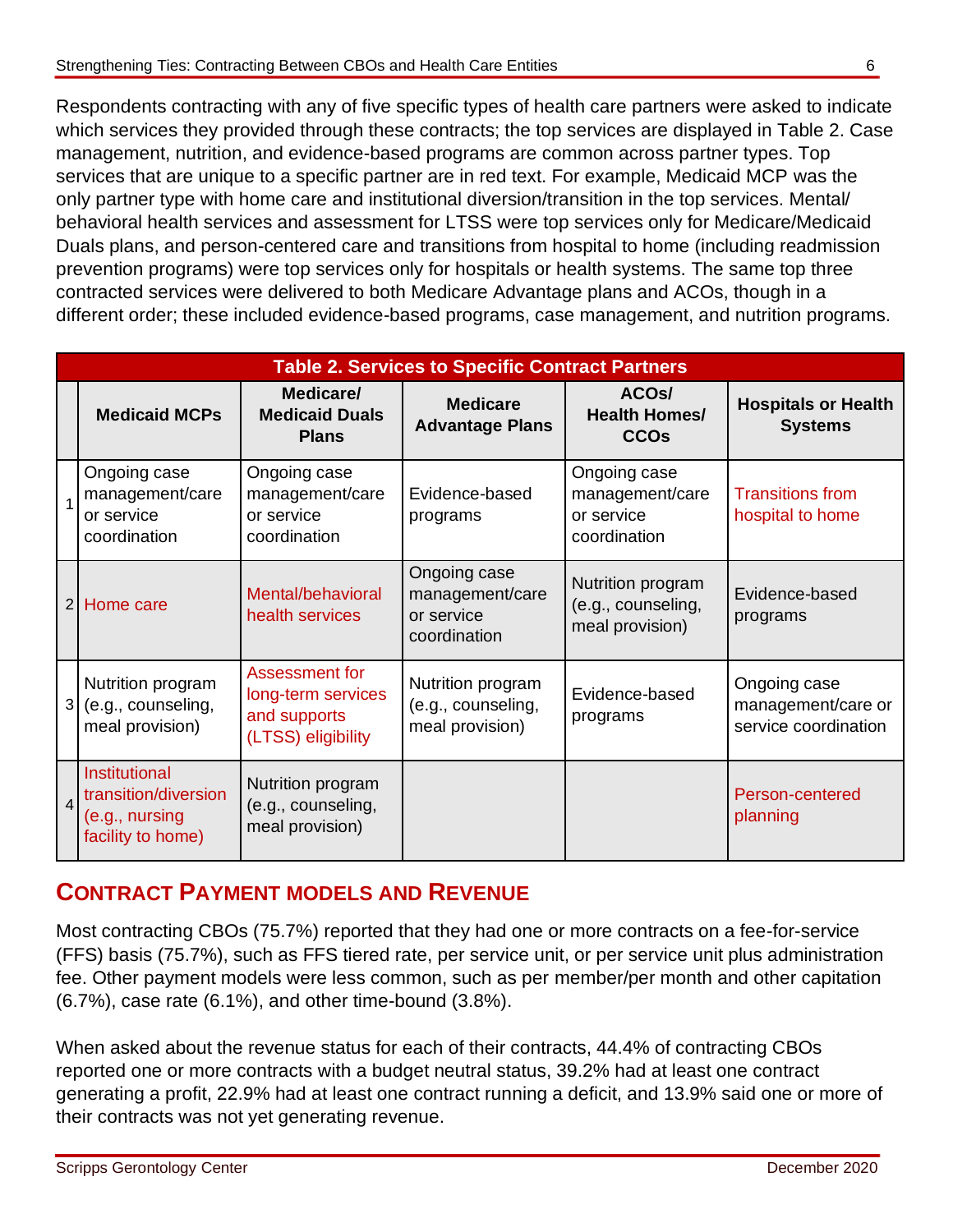Respondents contracting with any of five specific types of health care partners were asked to indicate which services they provided through these contracts; the top services are displayed in Table 2. Case management, nutrition, and evidence-based programs are common across partner types. Top services that are unique to a specific partner are in red text. For example, Medicaid MCP was the only partner type with home care and institutional diversion/transition in the top services. Mental/ behavioral health services and assessment for LTSS were top services only for Medicare/Medicaid Duals plans, and person-centered care and transitions from hospital to home (including readmission prevention programs) were top services only for hospitals or health systems. The same top three contracted services were delivered to both Medicare Advantage plans and ACOs, though in a different order; these included evidence-based programs, case management, and nutrition programs.

**Table 2. Services to Specific Contract Partners**

| | Medicaid MCPs | Medicare/ Medicaid Duals Plans | Medicare Advantage Plans | ACOs/ Health Homes/ CCOs | Hospitals or Health Systems |
|---|---|---|---|---|---|
| 1 | Ongoing case management/care or service coordination | Ongoing case management/care or service coordination | Evidence-based programs | Ongoing case management/care or service coordination | Transitions from hospital to home |
| 2 | Home care | Mental/behavioral health services | Ongoing case management/care or service coordination | Nutrition program (e.g., counseling, meal provision) | Evidence-based programs |
| 3 | Nutrition program (e.g., counseling, meal provision) | Assessment for long-term services and supports (LTSS) eligibility | Nutrition program (e.g., counseling, meal provision) | Evidence-based programs | Ongoing case management/care or service coordination |
| 4 | Institutional transition/diversion (e.g., nursing facility to home) | Nutrition program (e.g., counseling, meal provision) | | | Person-centered planning |

## Contract Payment Models and Revenue

Most contracting CBOs (75.7%) reported that they had one or more contracts on a fee-for-service (FFS) basis (75.7%), such as FFS tiered rate, per service unit, or per service unit plus administration fee. Other payment models were less common, such as per member/per month and other capitation (6.7%), case rate (6.1%), and other time-bound (3.8%).

When asked about the revenue status for each of their contracts, 44.4% of contracting CBOs reported one or more contracts with a budget neutral status, 39.2% had at least one contract generating a profit, 22.9% had at least one contract running a deficit, and 13.9% said one or more of their contracts was not yet generating revenue.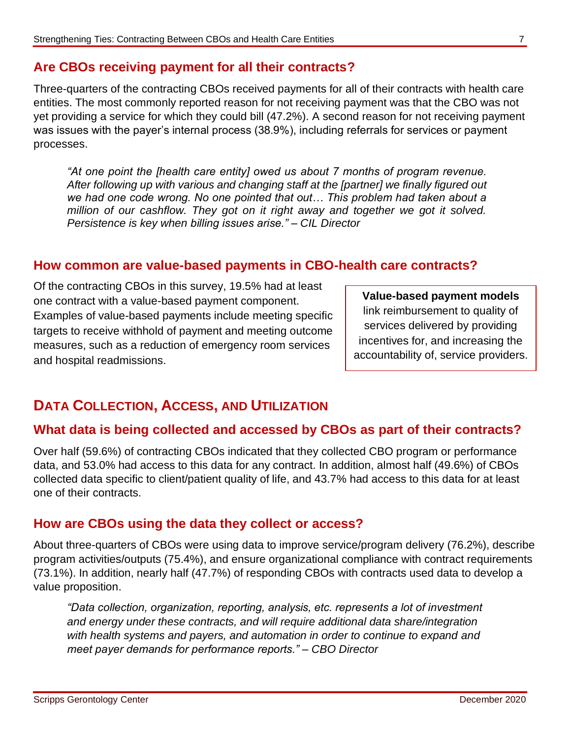## Are CBOs receiving payment for all their contracts?

Three-quarters of the contracting CBOs received payments for all of their contracts with health care entities. The most commonly reported reason for not receiving payment was that the CBO was not yet providing a service for which they could bill (47.2%). A second reason for not receiving payment was issues with the payer's internal process (38.9%), including referrals for services or payment processes.

> *"At one point the [health care entity] owed us about 7 months of program revenue. After following up with various and changing staff at the [partner] we finally figured out we had one code wrong. No one pointed that out… This problem had taken about a million of our cashflow. They got on it right away and together we got it solved. Persistence is key when billing issues arise." – CIL Director*

## How common are value-based payments in CBO-health care contracts?

Of the contracting CBOs in this survey, 19.5% had at least one contract with a value-based payment component. Examples of value-based payments include meeting specific targets to receive withhold of payment and meeting outcome measures, such as a reduction of emergency room services and hospital readmissions.

> **Value-based payment models** link reimbursement to quality of services delivered by providing incentives for, and increasing the accountability of, service providers.

# Data Collection, Access, and Utilization

## What data is being collected and accessed by CBOs as part of their contracts?

Over half (59.6%) of contracting CBOs indicated that they collected CBO program or performance data, and 53.0% had access to this data for any contract. In addition, almost half (49.6%) of CBOs collected data specific to client/patient quality of life, and 43.7% had access to this data for at least one of their contracts.

## How are CBOs using the data they collect or access?

About three-quarters of CBOs were using data to improve service/program delivery (76.2%), describe program activities/outputs (75.4%), and ensure organizational compliance with contract requirements (73.1%). In addition, nearly half (47.7%) of responding CBOs with contracts used data to develop a value proposition.

> *"Data collection, organization, reporting, analysis, etc. represents a lot of investment and energy under these contracts, and will require additional data share/integration with health systems and payers, and automation in order to continue to expand and meet payer demands for performance reports." – CBO Director*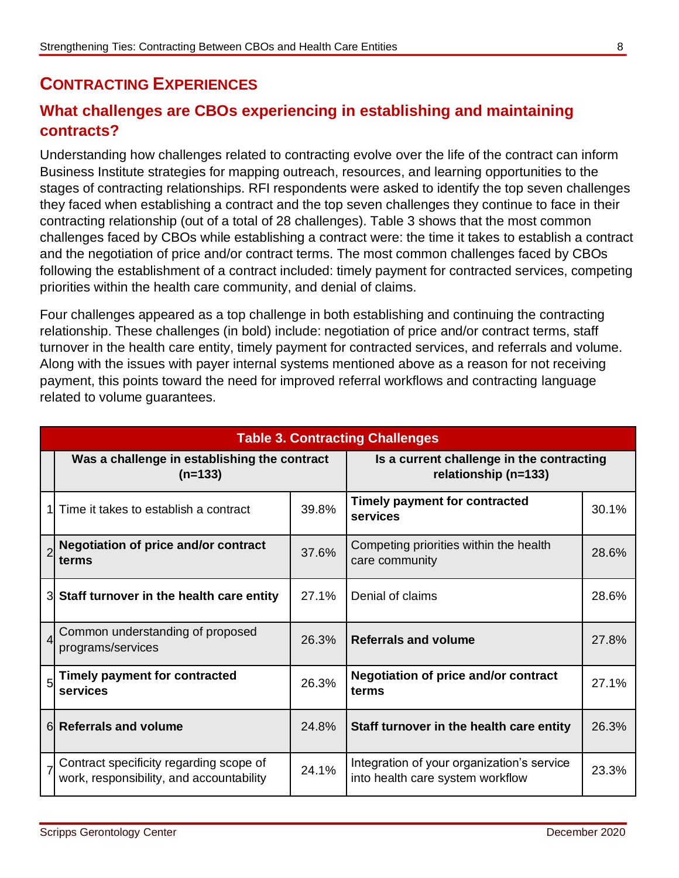# CONTRACTING EXPERIENCES

## What challenges are CBOs experiencing in establishing and maintaining contracts?

Understanding how challenges related to contracting evolve over the life of the contract can inform Business Institute strategies for mapping outreach, resources, and learning opportunities to the stages of contracting relationships. RFI respondents were asked to identify the top seven challenges they faced when establishing a contract and the top seven challenges they continue to face in their contracting relationship (out of a total of 28 challenges). Table 3 shows that the most common challenges faced by CBOs while establishing a contract were: the time it takes to establish a contract and the negotiation of price and/or contract terms. The most common challenges faced by CBOs following the establishment of a contract included: timely payment for contracted services, competing priorities within the health care community, and denial of claims.

Four challenges appeared as a top challenge in both establishing and continuing the contracting relationship. These challenges (in bold) include: negotiation of price and/or contract terms, staff turnover in the health care entity, timely payment for contracted services, and referrals and volume. Along with the issues with payer internal systems mentioned above as a reason for not receiving payment, this points toward the need for improved referral workflows and contracting language related to volume guarantees.

**Table 3. Contracting Challenges**

| | Was a challenge in establishing the contract (n=133) | | Is a current challenge in the contracting relationship (n=133) | |
|---|---|---|---|---|
| 1 | Time it takes to establish a contract | 39.8% | **Timely payment for contracted services** | 30.1% |
| 2 | **Negotiation of price and/or contract terms** | 37.6% | Competing priorities within the health care community | 28.6% |
| 3 | **Staff turnover in the health care entity** | 27.1% | Denial of claims | 28.6% |
| 4 | Common understanding of proposed programs/services | 26.3% | **Referrals and volume** | 27.8% |
| 5 | **Timely payment for contracted services** | 26.3% | **Negotiation of price and/or contract terms** | 27.1% |
| 6 | **Referrals and volume** | 24.8% | **Staff turnover in the health care entity** | 26.3% |
| 7 | Contract specificity regarding scope of work, responsibility, and accountability | 24.1% | Integration of your organization's service into health care system workflow | 23.3% |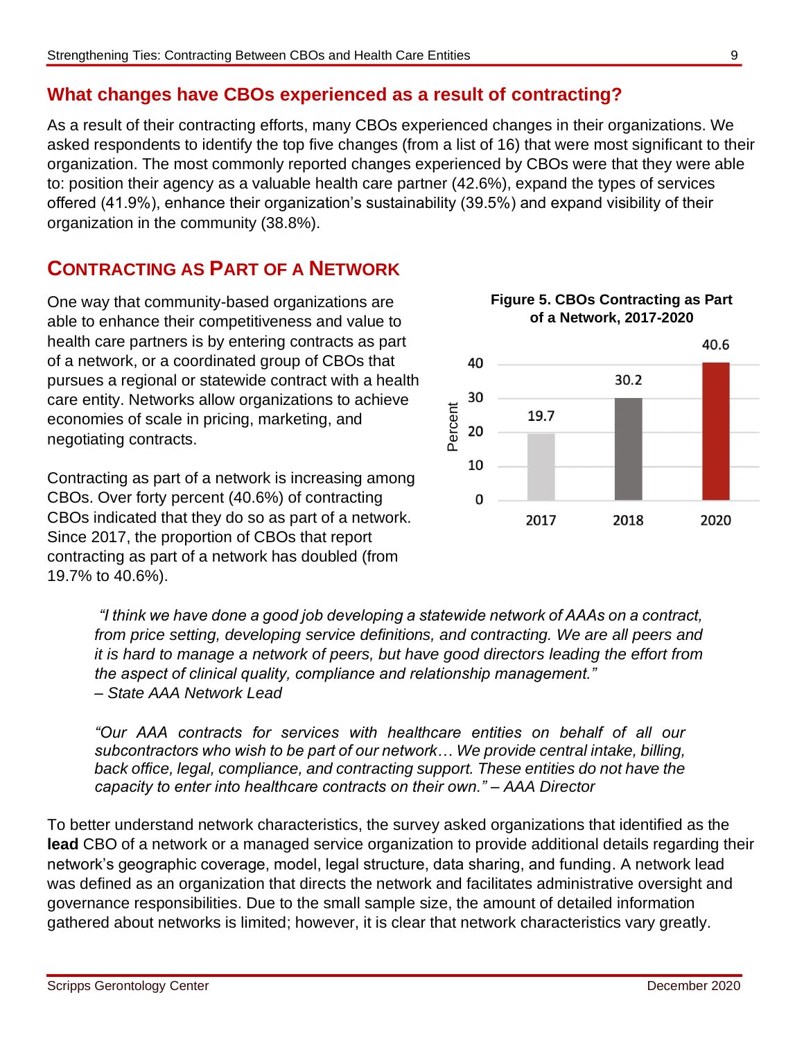## What changes have CBOs experienced as a result of contracting?

As a result of their contracting efforts, many CBOs experienced changes in their organizations. We asked respondents to identify the top five changes (from a list of 16) that were most significant to their organization. The most commonly reported changes experienced by CBOs were that they were able to: position their agency as a valuable health care partner (42.6%), expand the types of services offered (41.9%), enhance their organization's sustainability (39.5%) and expand visibility of their organization in the community (38.8%).

## Contracting as Part of a Network

One way that community-based organizations are able to enhance their competitiveness and value to health care partners is by entering contracts as part of a network, or a coordinated group of CBOs that pursues a regional or statewide contract with a health care entity. Networks allow organizations to achieve economies of scale in pricing, marketing, and negotiating contracts.

Contracting as part of a network is increasing among CBOs. Over forty percent (40.6%) of contracting CBOs indicated that they do so as part of a network. Since 2017, the proportion of CBOs that report contracting as part of a network has doubled (from 19.7% to 40.6%).

**Figure 5. CBOs Contracting as Part of a Network, 2017-2020**

| Year | Percent |
|---|---|
| 2017 | 19.7 |
| 2018 | 30.2 |
| 2020 | 40.6 |

> *"I think we have done a good job developing a statewide network of AAAs on a contract, from price setting, developing service definitions, and contracting. We are all peers and it is hard to manage a network of peers, but have good directors leading the effort from the aspect of clinical quality, compliance and relationship management."*
> *– State AAA Network Lead*

> *"Our AAA contracts for services with healthcare entities on behalf of all our subcontractors who wish to be part of our network… We provide central intake, billing, back office, legal, compliance, and contracting support. These entities do not have the capacity to enter into healthcare contracts on their own." – AAA Director*

To better understand network characteristics, the survey asked organizations that identified as the **lead** CBO of a network or a managed service organization to provide additional details regarding their network's geographic coverage, model, legal structure, data sharing, and funding. A network lead was defined as an organization that directs the network and facilitates administrative oversight and governance responsibilities. Due to the small sample size, the amount of detailed information gathered about networks is limited; however, it is clear that network characteristics vary greatly.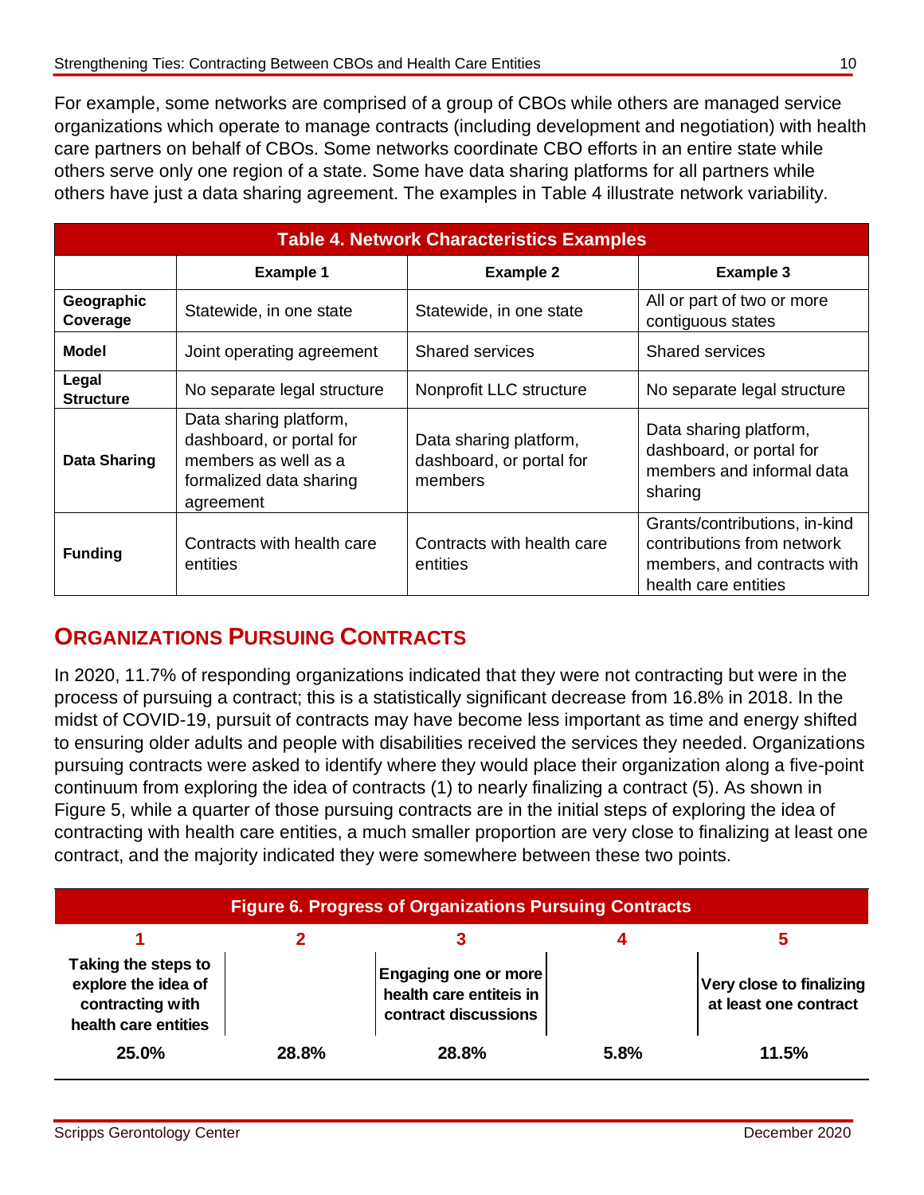For example, some networks are comprised of a group of CBOs while others are managed service organizations which operate to manage contracts (including development and negotiation) with health care partners on behalf of CBOs. Some networks coordinate CBO efforts in an entire state while others serve only one region of a state. Some have data sharing platforms for all partners while others have just a data sharing agreement. The examples in Table 4 illustrate network variability.

**Table 4. Network Characteristics Examples**

| | Example 1 | Example 2 | Example 3 |
|---|---|---|---|
| **Geographic Coverage** | Statewide, in one state | Statewide, in one state | All or part of two or more contiguous states |
| **Model** | Joint operating agreement | Shared services | Shared services |
| **Legal Structure** | No separate legal structure | Nonprofit LLC structure | No separate legal structure |
| **Data Sharing** | Data sharing platform, dashboard, or portal for members as well as a formalized data sharing agreement | Data sharing platform, dashboard, or portal for members | Data sharing platform, dashboard, or portal for members and informal data sharing |
| **Funding** | Contracts with health care entities | Contracts with health care entities | Grants/contributions, in-kind contributions from network members, and contracts with health care entities |

## ORGANIZATIONS PURSUING CONTRACTS

In 2020, 11.7% of responding organizations indicated that they were not contracting but were in the process of pursuing a contract; this is a statistically significant decrease from 16.8% in 2018. In the midst of COVID-19, pursuit of contracts may have become less important as time and energy shifted to ensuring older adults and people with disabilities received the services they needed. Organizations pursuing contracts were asked to identify where they would place their organization along a five-point continuum from exploring the idea of contracts (1) to nearly finalizing a contract (5). As shown in Figure 5, while a quarter of those pursuing contracts are in the initial steps of exploring the idea of contracting with health care entities, a much smaller proportion are very close to finalizing at least one contract, and the majority indicated they were somewhere between these two points.

**Figure 6. Progress of Organizations Pursuing Contracts**

| 1 | 2 | 3 | 4 | 5 |
|---|---|---|---|---|
| **Taking the steps to explore the idea of contracting with health care entities** | | **Engaging one or more health care entiteis in contract discussions** | | **Very close to finalizing at least one contract** |
| **25.0%** | **28.8%** | **28.8%** | **5.8%** | **11.5%** |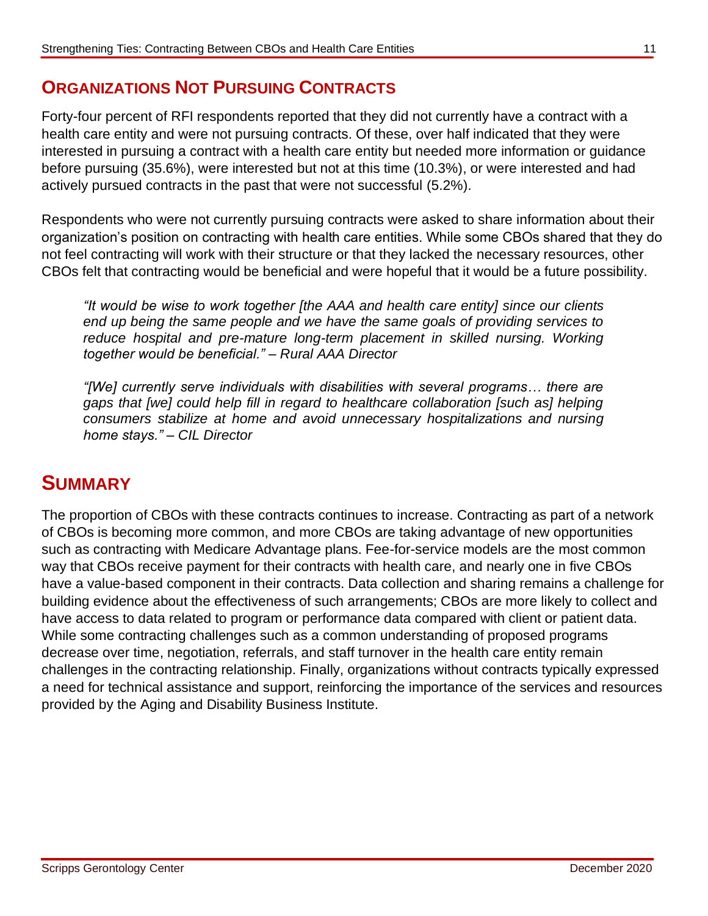## Organizations Not Pursuing Contracts

Forty-four percent of RFI respondents reported that they did not currently have a contract with a health care entity and were not pursuing contracts. Of these, over half indicated that they were interested in pursuing a contract with a health care entity but needed more information or guidance before pursuing (35.6%), were interested but not at this time (10.3%), or were interested and had actively pursued contracts in the past that were not successful (5.2%).

Respondents who were not currently pursuing contracts were asked to share information about their organization's position on contracting with health care entities. While some CBOs shared that they do not feel contracting will work with their structure or that they lacked the necessary resources, other CBOs felt that contracting would be beneficial and were hopeful that it would be a future possibility.

> *"It would be wise to work together [the AAA and health care entity] since our clients end up being the same people and we have the same goals of providing services to reduce hospital and pre-mature long-term placement in skilled nursing. Working together would be beneficial." – Rural AAA Director*

> *"[We] currently serve individuals with disabilities with several programs… there are gaps that [we] could help fill in regard to healthcare collaboration [such as] helping consumers stabilize at home and avoid unnecessary hospitalizations and nursing home stays." – CIL Director*

# Summary

The proportion of CBOs with these contracts continues to increase. Contracting as part of a network of CBOs is becoming more common, and more CBOs are taking advantage of new opportunities such as contracting with Medicare Advantage plans. Fee-for-service models are the most common way that CBOs receive payment for their contracts with health care, and nearly one in five CBOs have a value-based component in their contracts. Data collection and sharing remains a challenge for building evidence about the effectiveness of such arrangements; CBOs are more likely to collect and have access to data related to program or performance data compared with client or patient data. While some contracting challenges such as a common understanding of proposed programs decrease over time, negotiation, referrals, and staff turnover in the health care entity remain challenges in the contracting relationship. Finally, organizations without contracts typically expressed a need for technical assistance and support, reinforcing the importance of the services and resources provided by the Aging and Disability Business Institute.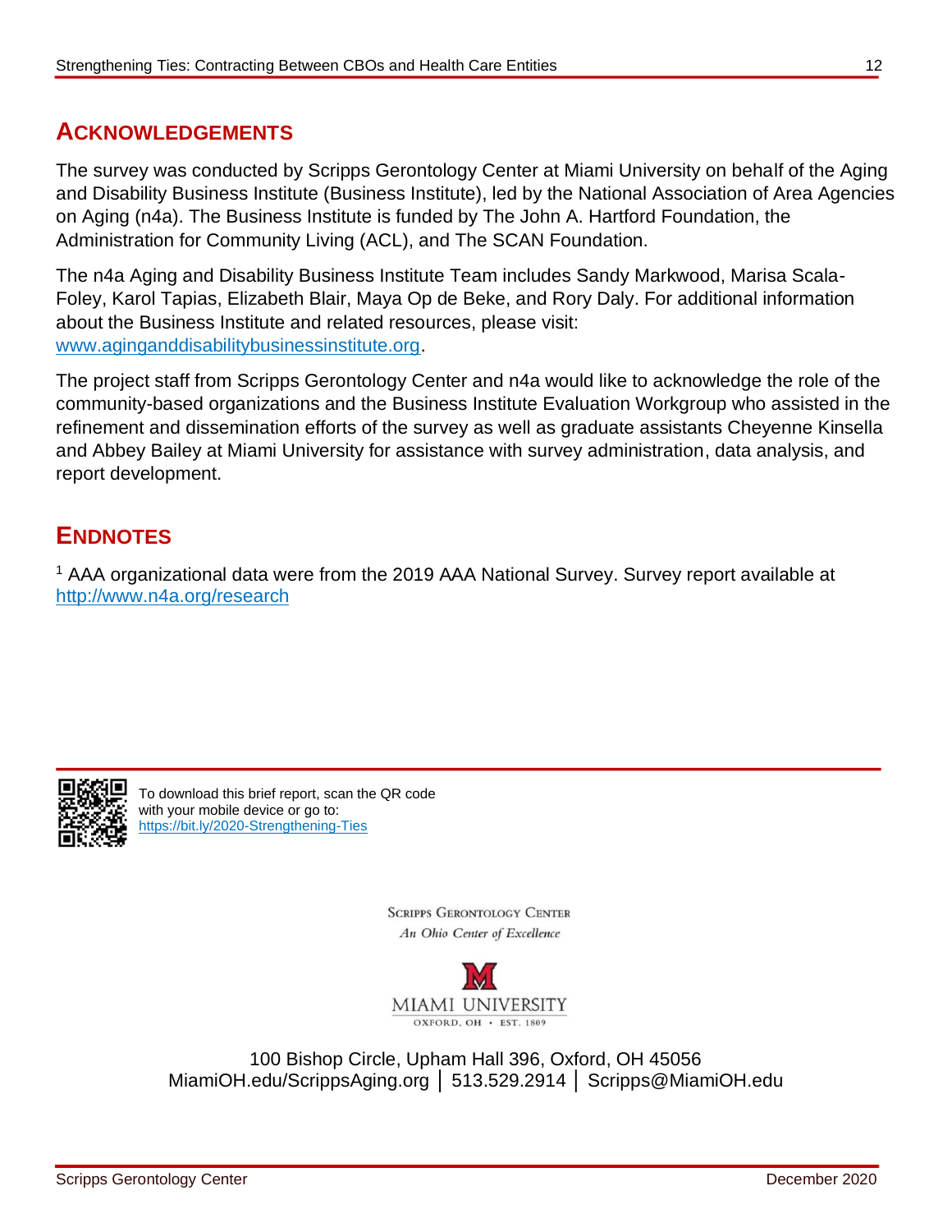## Acknowledgements

The survey was conducted by Scripps Gerontology Center at Miami University on behalf of the Aging and Disability Business Institute (Business Institute), led by the National Association of Area Agencies on Aging (n4a). The Business Institute is funded by The John A. Hartford Foundation, the Administration for Community Living (ACL), and The SCAN Foundation.

The n4a Aging and Disability Business Institute Team includes Sandy Markwood, Marisa Scala-Foley, Karol Tapias, Elizabeth Blair, Maya Op de Beke, and Rory Daly. For additional information about the Business Institute and related resources, please visit: www.aginganddisabilitybusinessinstitute.org.

The project staff from Scripps Gerontology Center and n4a would like to acknowledge the role of the community-based organizations and the Business Institute Evaluation Workgroup who assisted in the refinement and dissemination efforts of the survey as well as graduate assistants Cheyenne Kinsella and Abbey Bailey at Miami University for assistance with survey administration, data analysis, and report development.

## Endnotes

[1] AAA organizational data were from the 2019 AAA National Survey. Survey report available at http://www.n4a.org/research

To download this brief report, scan the QR code with your mobile device or go to: https://bit.ly/2020-Strengthening-Ties

Scripps Gerontology Center
*An Ohio Center of Excellence*

Miami University
Oxford, OH • Est. 1809

100 Bishop Circle, Upham Hall 396, Oxford, OH 45056
MiamiOH.edu/ScrippsAging.org | 513.529.2914 | Scripps@MiamiOH.edu